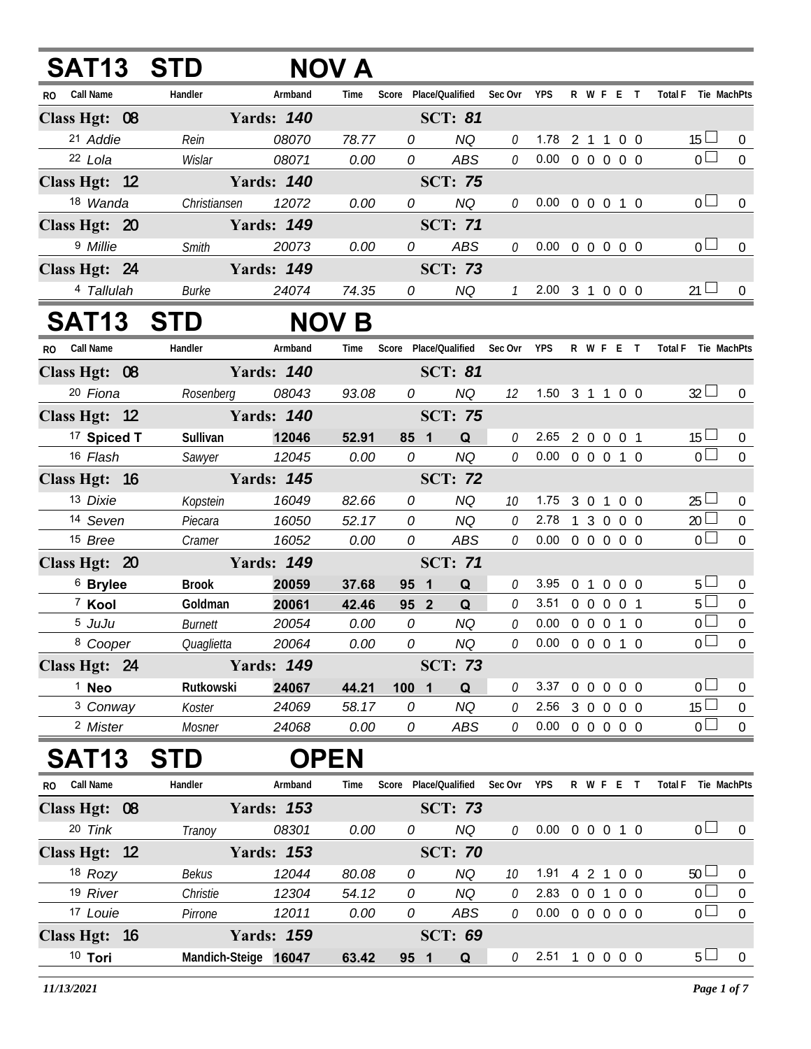## SAT13 STD NOV A

| RO | Call Name | Handler | Armband | Time | Score | Place/Qualified | | Sec Ovr | YPS | R | W | F | E | T | Total F | Tie | MachPts |
|---|---|---|---|---|---|---|---|---|---|---|---|---|---|---|---|---|---|
| **Class Hgt: 08** | | **Yards: 140** | | | | **SCT: 81** | | | | | | | | | | | |
| 21 | Addie | Rein | 08070 | 78.77 | 0 | | NQ | 0 | 1.78 | 2 | 1 | 1 | 0 | 0 | 15 | ☐ | 0 |
| 22 | Lola | Wislar | 08071 | 0.00 | 0 | | ABS | 0 | 0.00 | 0 | 0 | 0 | 0 | 0 | 0 | ☐ | 0 |
| **Class Hgt: 12** | | **Yards: 140** | | | | **SCT: 75** | | | | | | | | | | | |
| 18 | Wanda | Christiansen | 12072 | 0.00 | 0 | | NQ | 0 | 0.00 | 0 | 0 | 0 | 1 | 0 | 0 | ☐ | 0 |
| **Class Hgt: 20** | | **Yards: 149** | | | | **SCT: 71** | | | | | | | | | | | |
| 9 | Millie | Smith | 20073 | 0.00 | 0 | | ABS | 0 | 0.00 | 0 | 0 | 0 | 0 | 0 | 0 | ☐ | 0 |
| **Class Hgt: 24** | | **Yards: 149** | | | | **SCT: 73** | | | | | | | | | | | |
| 4 | Tallulah | Burke | 24074 | 74.35 | 0 | | NQ | 1 | 2.00 | 3 | 1 | 0 | 0 | 0 | 21 | ☐ | 0 |

## SAT13 STD NOV B

| RO | Call Name | Handler | Armband | Time | Score | Place/Qualified | | Sec Ovr | YPS | R | W | F | E | T | Total F | Tie | MachPts |
|---|---|---|---|---|---|---|---|---|---|---|---|---|---|---|---|---|---|
| **Class Hgt: 08** | | **Yards: 140** | | | | **SCT: 81** | | | | | | | | | | | |
| 20 | Fiona | Rosenberg | 08043 | 93.08 | 0 | | NQ | 12 | 1.50 | 3 | 1 | 1 | 0 | 0 | 32 | ☐ | 0 |
| **Class Hgt: 12** | | **Yards: 140** | | | | **SCT: 75** | | | | | | | | | | | |
| 17 | **Spiced T** | **Sullivan** | **12046** | **52.91** | **85** | **1** | **Q** | 0 | 2.65 | 2 | 0 | 0 | 0 | 1 | 15 | ☐ | 0 |
| 16 | Flash | Sawyer | 12045 | 0.00 | 0 | | NQ | 0 | 0.00 | 0 | 0 | 0 | 1 | 0 | 0 | ☐ | 0 |
| **Class Hgt: 16** | | **Yards: 145** | | | | **SCT: 72** | | | | | | | | | | | |
| 13 | Dixie | Kopstein | 16049 | 82.66 | 0 | | NQ | 10 | 1.75 | 3 | 0 | 1 | 0 | 0 | 25 | ☐ | 0 |
| 14 | Seven | Piecara | 16050 | 52.17 | 0 | | NQ | 0 | 2.78 | 1 | 3 | 0 | 0 | 0 | 20 | ☐ | 0 |
| 15 | Bree | Cramer | 16052 | 0.00 | 0 | | ABS | 0 | 0.00 | 0 | 0 | 0 | 0 | 0 | 0 | ☐ | 0 |
| **Class Hgt: 20** | | **Yards: 149** | | | | **SCT: 71** | | | | | | | | | | | |
| 6 | **Brylee** | **Brook** | **20059** | **37.68** | **95** | **1** | **Q** | 0 | 3.95 | 0 | 1 | 0 | 0 | 0 | 5 | ☐ | 0 |
| 7 | **Kool** | **Goldman** | **20061** | **42.46** | **95** | **2** | **Q** | 0 | 3.51 | 0 | 0 | 0 | 0 | 1 | 5 | ☐ | 0 |
| 5 | JuJu | Burnett | 20054 | 0.00 | 0 | | NQ | 0 | 0.00 | 0 | 0 | 0 | 1 | 0 | 0 | ☐ | 0 |
| 8 | Cooper | Quaglietta | 20064 | 0.00 | 0 | | NQ | 0 | 0.00 | 0 | 0 | 0 | 1 | 0 | 0 | ☐ | 0 |
| **Class Hgt: 24** | | **Yards: 149** | | | | **SCT: 73** | | | | | | | | | | | |
| 1 | **Neo** | **Rutkowski** | **24067** | **44.21** | **100** | **1** | **Q** | 0 | 3.37 | 0 | 0 | 0 | 0 | 0 | 0 | ☐ | 0 |
| 3 | Conway | Koster | 24069 | 58.17 | 0 | | NQ | 0 | 2.56 | 3 | 0 | 0 | 0 | 0 | 15 | ☐ | 0 |
| 2 | Mister | Mosner | 24068 | 0.00 | 0 | | ABS | 0 | 0.00 | 0 | 0 | 0 | 0 | 0 | 0 | ☐ | 0 |

## SAT13 STD OPEN

| RO | Call Name | Handler | Armband | Time | Score | Place/Qualified | | Sec Ovr | YPS | R | W | F | E | T | Total F | Tie | MachPts |
|---|---|---|---|---|---|---|---|---|---|---|---|---|---|---|---|---|---|
| **Class Hgt: 08** | | **Yards: 153** | | | | **SCT: 73** | | | | | | | | | | | |
| 20 | Tink | Tranoy | 08301 | 0.00 | 0 | | NQ | 0 | 0.00 | 0 | 0 | 0 | 1 | 0 | 0 | ☐ | 0 |
| **Class Hgt: 12** | | **Yards: 153** | | | | **SCT: 70** | | | | | | | | | | | |
| 18 | Rozy | Bekus | 12044 | 80.08 | 0 | | NQ | 10 | 1.91 | 4 | 2 | 1 | 0 | 0 | 50 | ☐ | 0 |
| 19 | River | Christie | 12304 | 54.12 | 0 | | NQ | 0 | 2.83 | 0 | 0 | 1 | 0 | 0 | 0 | ☐ | 0 |
| 17 | Louie | Pirrone | 12011 | 0.00 | 0 | | ABS | 0 | 0.00 | 0 | 0 | 0 | 0 | 0 | 0 | ☐ | 0 |
| **Class Hgt: 16** | | **Yards: 159** | | | | **SCT: 69** | | | | | | | | | | | |
| 10 | **Tori** | **Mandich-Steige** | **16047** | **63.42** | **95** | **1** | **Q** | 0 | 2.51 | 1 | 0 | 0 | 0 | 0 | 5 | ☐ | 0 |

*11/13/2021*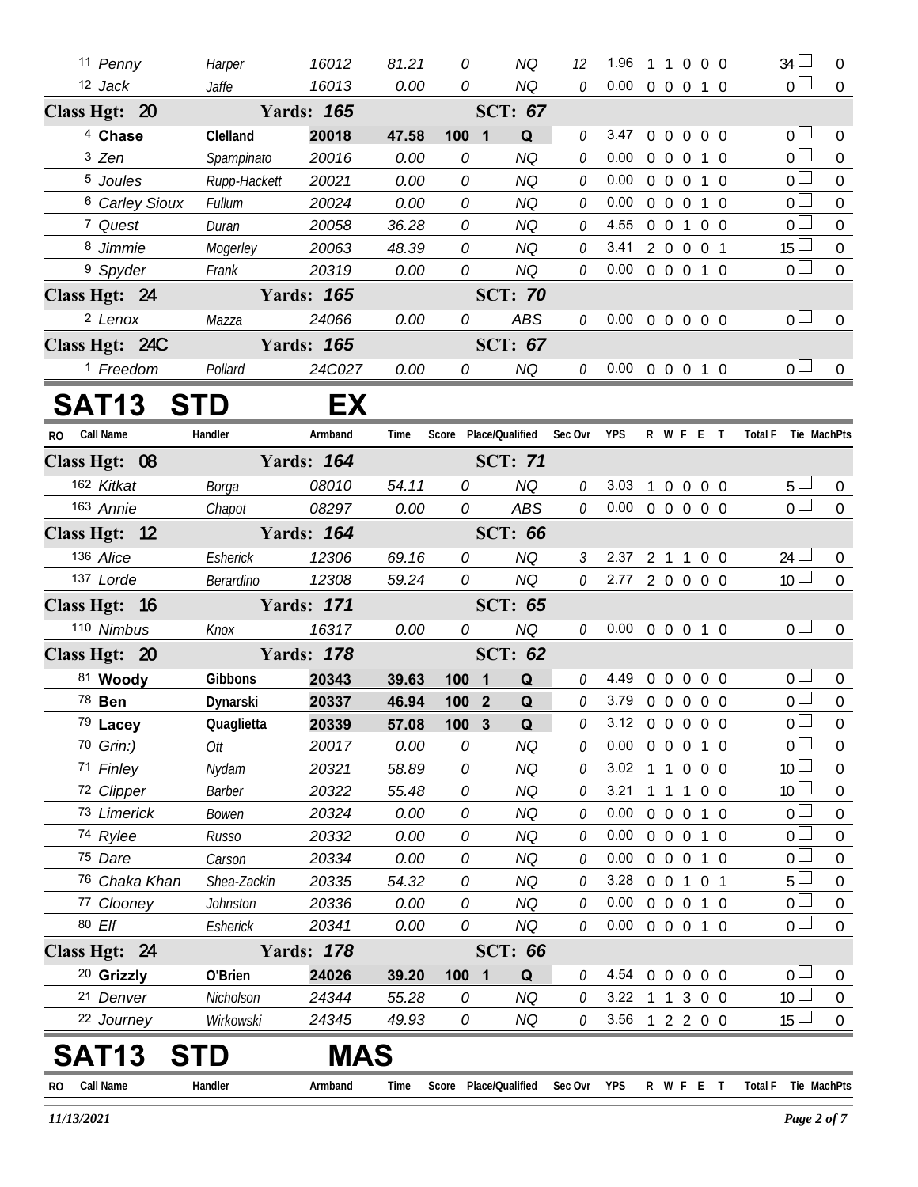| RO | Call Name | Handler | Armband | Time | Score | Place/Qualified | Sec Ovr | YPS | R | W | F | E | T | Total F | Tie | MachPts |
|---|---|---|---|---|---|---|---|---|---|---|---|---|---|---|---|---|
| 11 | *Penny* | *Harper* | *16012* | *81.21* | *0* | *NQ* | *12* | 1.96 | 1 | 1 | 0 | 0 | 0 | 34 | ☐ | 0 |
| 12 | *Jack* | *Jaffe* | *16013* | *0.00* | *0* | *NQ* | *0* | 0.00 | 0 | 0 | 0 | 1 | 0 | 0 | ☐ | 0 |
| **Class Hgt: 20** | | | **Yards: 165** | | | **SCT: 67** | | | | | | | | | | |
| 4 | **Chase** | **Clelland** | **20018** | **47.58** | **100** | **1 Q** | *0* | 3.47 | 0 | 0 | 0 | 0 | 0 | 0 | ☐ | 0 |
| 3 | *Zen* | *Spampinato* | *20016* | *0.00* | *0* | *NQ* | *0* | 0.00 | 0 | 0 | 0 | 1 | 0 | 0 | ☐ | 0 |
| 5 | *Joules* | *Rupp-Hackett* | *20021* | *0.00* | *0* | *NQ* | *0* | 0.00 | 0 | 0 | 0 | 1 | 0 | 0 | ☐ | 0 |
| 6 | *Carley Sioux* | *Fullum* | *20024* | *0.00* | *0* | *NQ* | *0* | 0.00 | 0 | 0 | 0 | 1 | 0 | 0 | ☐ | 0 |
| 7 | *Quest* | *Duran* | *20058* | *36.28* | *0* | *NQ* | *0* | 4.55 | 0 | 0 | 1 | 0 | 0 | 0 | ☐ | 0 |
| 8 | *Jimmie* | *Mogerley* | *20063* | *48.39* | *0* | *NQ* | *0* | 3.41 | 2 | 0 | 0 | 0 | 1 | 15 | ☐ | 0 |
| 9 | *Spyder* | *Frank* | *20319* | *0.00* | *0* | *NQ* | *0* | 0.00 | 0 | 0 | 0 | 1 | 0 | 0 | ☐ | 0 |
| **Class Hgt: 24** | | | **Yards: 165** | | | **SCT: 70** | | | | | | | | | | |
| 2 | *Lenox* | *Mazza* | *24066* | *0.00* | *0* | *ABS* | *0* | 0.00 | 0 | 0 | 0 | 0 | 0 | 0 | ☐ | 0 |
| **Class Hgt: 24C** | | | **Yards: 165** | | | **SCT: 67** | | | | | | | | | | |
| 1 | *Freedom* | *Pollard* | *24C027* | *0.00* | *0* | *NQ* | *0* | 0.00 | 0 | 0 | 0 | 1 | 0 | 0 | ☐ | 0 |

# SAT13 STD EX

| RO | Call Name | Handler | Armband | Time | Score | Place/Qualified | Sec Ovr | YPS | R | W | F | E | T | Total F | Tie | MachPts |
|---|---|---|---|---|---|---|---|---|---|---|---|---|---|---|---|---|
| **Class Hgt: 08** | | | **Yards: 164** | | | **SCT: 71** | | | | | | | | | | |
| 162 | *Kitkat* | *Borga* | *08010* | *54.11* | *0* | *NQ* | *0* | 3.03 | 1 | 0 | 0 | 0 | 0 | 5 | ☐ | 0 |
| 163 | *Annie* | *Chapot* | *08297* | *0.00* | *0* | *ABS* | *0* | 0.00 | 0 | 0 | 0 | 0 | 0 | 0 | ☐ | 0 |
| **Class Hgt: 12** | | | **Yards: 164** | | | **SCT: 66** | | | | | | | | | | |
| 136 | *Alice* | *Esherick* | *12306* | *69.16* | *0* | *NQ* | *3* | 2.37 | 2 | 1 | 1 | 0 | 0 | 24 | ☐ | 0 |
| 137 | *Lorde* | *Berardino* | *12308* | *59.24* | *0* | *NQ* | *0* | 2.77 | 2 | 0 | 0 | 0 | 0 | 10 | ☐ | 0 |
| **Class Hgt: 16** | | | **Yards: 171** | | | **SCT: 65** | | | | | | | | | | |
| 110 | *Nimbus* | *Knox* | *16317* | *0.00* | *0* | *NQ* | *0* | 0.00 | 0 | 0 | 0 | 1 | 0 | 0 | ☐ | 0 |
| **Class Hgt: 20** | | | **Yards: 178** | | | **SCT: 62** | | | | | | | | | | |
| 81 | **Woody** | **Gibbons** | **20343** | **39.63** | **100** | **1 Q** | *0* | 4.49 | 0 | 0 | 0 | 0 | 0 | 0 | ☐ | 0 |
| 78 | **Ben** | **Dynarski** | **20337** | **46.94** | **100** | **2 Q** | *0* | 3.79 | 0 | 0 | 0 | 0 | 0 | 0 | ☐ | 0 |
| 79 | **Lacey** | **Quaglietta** | **20339** | **57.08** | **100** | **3 Q** | *0* | 3.12 | 0 | 0 | 0 | 0 | 0 | 0 | ☐ | 0 |
| 70 | *Grin:)* | *Ott* | *20017* | *0.00* | *0* | *NQ* | *0* | 0.00 | 0 | 0 | 0 | 1 | 0 | 0 | ☐ | 0 |
| 71 | *Finley* | *Nydam* | *20321* | *58.89* | *0* | *NQ* | *0* | 3.02 | 1 | 1 | 0 | 0 | 0 | 10 | ☐ | 0 |
| 72 | *Clipper* | *Barber* | *20322* | *55.48* | *0* | *NQ* | *0* | 3.21 | 1 | 1 | 1 | 0 | 0 | 10 | ☐ | 0 |
| 73 | *Limerick* | *Bowen* | *20324* | *0.00* | *0* | *NQ* | *0* | 0.00 | 0 | 0 | 0 | 1 | 0 | 0 | ☐ | 0 |
| 74 | *Rylee* | *Russo* | *20332* | *0.00* | *0* | *NQ* | *0* | 0.00 | 0 | 0 | 0 | 1 | 0 | 0 | ☐ | 0 |
| 75 | *Dare* | *Carson* | *20334* | *0.00* | *0* | *NQ* | *0* | 0.00 | 0 | 0 | 0 | 1 | 0 | 0 | ☐ | 0 |
| 76 | *Chaka Khan* | *Shea-Zackin* | *20335* | *54.32* | *0* | *NQ* | *0* | 3.28 | 0 | 0 | 1 | 0 | 1 | 5 | ☐ | 0 |
| 77 | *Clooney* | *Johnston* | *20336* | *0.00* | *0* | *NQ* | *0* | 0.00 | 0 | 0 | 0 | 1 | 0 | 0 | ☐ | 0 |
| 80 | *Elf* | *Esherick* | *20341* | *0.00* | *0* | *NQ* | *0* | 0.00 | 0 | 0 | 0 | 1 | 0 | 0 | ☐ | 0 |
| **Class Hgt: 24** | | | **Yards: 178** | | | **SCT: 66** | | | | | | | | | | |
| 20 | **Grizzly** | **O'Brien** | **24026** | **39.20** | **100** | **1 Q** | *0* | 4.54 | 0 | 0 | 0 | 0 | 0 | 0 | ☐ | 0 |
| 21 | *Denver* | *Nicholson* | *24344* | *55.28* | *0* | *NQ* | *0* | 3.22 | 1 | 1 | 3 | 0 | 0 | 10 | ☐ | 0 |
| 22 | *Journey* | *Wirkowski* | *24345* | *49.93* | *0* | *NQ* | *0* | 3.56 | 1 | 2 | 2 | 0 | 0 | 15 | ☐ | 0 |

# SAT13 STD MAS

| RO | Call Name | Handler | Armband | Time | Score | Place/Qualified | Sec Ovr | YPS | R | W | F | E | T | Total F | Tie | MachPts |
|---|---|---|---|---|---|---|---|---|---|---|---|---|---|---|---|---|

*11/13/2021*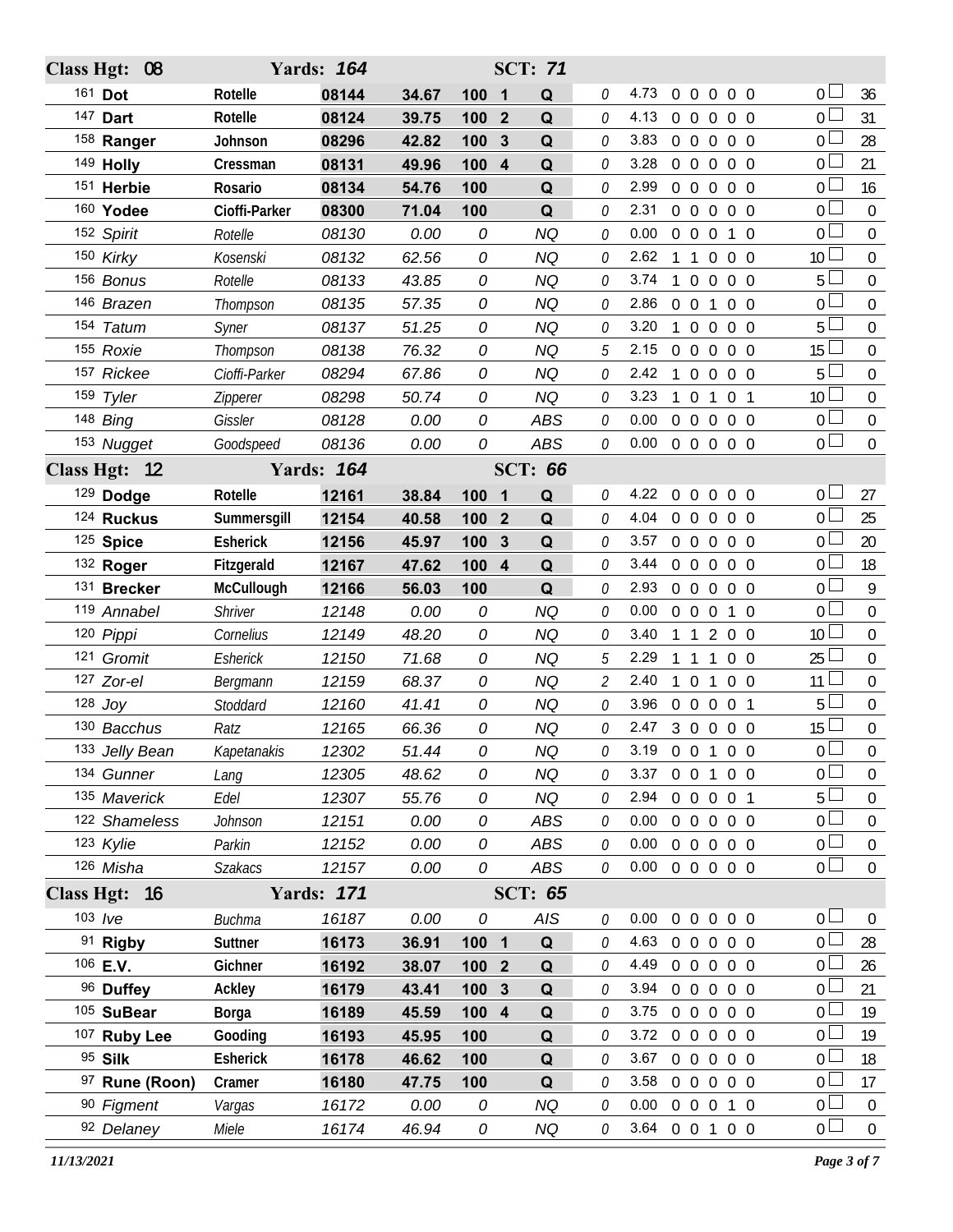## Class Hgt: 08 — Yards: 164 — SCT: 71

| Armband | Dog | Handler | Reg # | Time | Score | Place | Q/NQ | Time Faults | YPS | Faults | | | | | Total Faults | Points |
|---|---|---|---|---|---|---|---|---|---|---|---|---|---|---|---|---|
| 161 | **Dot** | **Rotelle** | **08144** | **34.67** | **100** | **1** | **Q** | 0 | 4.73 | 0 | 0 | 0 | 0 | 0 | 0 | 36 |
| 147 | **Dart** | **Rotelle** | **08124** | **39.75** | **100** | **2** | **Q** | 0 | 4.13 | 0 | 0 | 0 | 0 | 0 | 0 | 31 |
| 158 | **Ranger** | **Johnson** | **08296** | **42.82** | **100** | **3** | **Q** | 0 | 3.83 | 0 | 0 | 0 | 0 | 0 | 0 | 28 |
| 149 | **Holly** | **Cressman** | **08131** | **49.96** | **100** | **4** | **Q** | 0 | 3.28 | 0 | 0 | 0 | 0 | 0 | 0 | 21 |
| 151 | **Herbie** | **Rosario** | **08134** | **54.76** | **100** | | **Q** | 0 | 2.99 | 0 | 0 | 0 | 0 | 0 | 0 | 16 |
| 160 | **Yodee** | **Cioffi-Parker** | **08300** | **71.04** | **100** | | **Q** | 0 | 2.31 | 0 | 0 | 0 | 0 | 0 | 0 | 0 |
| 152 | *Spirit* | *Rotelle* | *08130* | *0.00* | *0* | | *NQ* | 0 | 0.00 | 0 | 0 | 0 | 1 | 0 | 0 | 0 |
| 150 | *Kirky* | *Kosenski* | *08132* | *62.56* | *0* | | *NQ* | 0 | 2.62 | 1 | 1 | 0 | 0 | 0 | 10 | 0 |
| 156 | *Bonus* | *Rotelle* | *08133* | *43.85* | *0* | | *NQ* | 0 | 3.74 | 1 | 0 | 0 | 0 | 0 | 5 | 0 |
| 146 | *Brazen* | *Thompson* | *08135* | *57.35* | *0* | | *NQ* | 0 | 2.86 | 0 | 0 | 1 | 0 | 0 | 0 | 0 |
| 154 | *Tatum* | *Syner* | *08137* | *51.25* | *0* | | *NQ* | 0 | 3.20 | 1 | 0 | 0 | 0 | 0 | 5 | 0 |
| 155 | *Roxie* | *Thompson* | *08138* | *76.32* | *0* | | *NQ* | 5 | 2.15 | 0 | 0 | 0 | 0 | 0 | 15 | 0 |
| 157 | *Rickee* | *Cioffi-Parker* | *08294* | *67.86* | *0* | | *NQ* | 0 | 2.42 | 1 | 0 | 0 | 0 | 0 | 5 | 0 |
| 159 | *Tyler* | *Zipperer* | *08298* | *50.74* | *0* | | *NQ* | 0 | 3.23 | 1 | 0 | 1 | 0 | 1 | 10 | 0 |
| 148 | *Bing* | *Gissler* | *08128* | *0.00* | *0* | | *ABS* | 0 | 0.00 | 0 | 0 | 0 | 0 | 0 | 0 | 0 |
| 153 | *Nugget* | *Goodspeed* | *08136* | *0.00* | *0* | | *ABS* | 0 | 0.00 | 0 | 0 | 0 | 0 | 0 | 0 | 0 |

## Class Hgt: 12 — Yards: 164 — SCT: 66

| Armband | Dog | Handler | Reg # | Time | Score | Place | Q/NQ | Time Faults | YPS | Faults | | | | | Total Faults | Points |
|---|---|---|---|---|---|---|---|---|---|---|---|---|---|---|---|---|
| 129 | **Dodge** | **Rotelle** | **12161** | **38.84** | **100** | **1** | **Q** | 0 | 4.22 | 0 | 0 | 0 | 0 | 0 | 0 | 27 |
| 124 | **Ruckus** | **Summersgill** | **12154** | **40.58** | **100** | **2** | **Q** | 0 | 4.04 | 0 | 0 | 0 | 0 | 0 | 0 | 25 |
| 125 | **Spice** | **Esherick** | **12156** | **45.97** | **100** | **3** | **Q** | 0 | 3.57 | 0 | 0 | 0 | 0 | 0 | 0 | 20 |
| 132 | **Roger** | **Fitzgerald** | **12167** | **47.62** | **100** | **4** | **Q** | 0 | 3.44 | 0 | 0 | 0 | 0 | 0 | 0 | 18 |
| 131 | **Brecker** | **McCullough** | **12166** | **56.03** | **100** | | **Q** | 0 | 2.93 | 0 | 0 | 0 | 0 | 0 | 0 | 9 |
| 119 | *Annabel* | *Shriver* | *12148* | *0.00* | *0* | | *NQ* | 0 | 0.00 | 0 | 0 | 0 | 1 | 0 | 0 | 0 |
| 120 | *Pippi* | *Cornelius* | *12149* | *48.20* | *0* | | *NQ* | 0 | 3.40 | 1 | 1 | 2 | 0 | 0 | 10 | 0 |
| 121 | *Gromit* | *Esherick* | *12150* | *71.68* | *0* | | *NQ* | 5 | 2.29 | 1 | 1 | 1 | 0 | 0 | 25 | 0 |
| 127 | *Zor-el* | *Bergmann* | *12159* | *68.37* | *0* | | *NQ* | 2 | 2.40 | 1 | 0 | 1 | 0 | 0 | 11 | 0 |
| 128 | *Joy* | *Stoddard* | *12160* | *41.41* | *0* | | *NQ* | 0 | 3.96 | 0 | 0 | 0 | 0 | 1 | 5 | 0 |
| 130 | *Bacchus* | *Ratz* | *12165* | *66.36* | *0* | | *NQ* | 0 | 2.47 | 3 | 0 | 0 | 0 | 0 | 15 | 0 |
| 133 | *Jelly Bean* | *Kapetanakis* | *12302* | *51.44* | *0* | | *NQ* | 0 | 3.19 | 0 | 0 | 1 | 0 | 0 | 0 | 0 |
| 134 | *Gunner* | *Lang* | *12305* | *48.62* | *0* | | *NQ* | 0 | 3.37 | 0 | 0 | 1 | 0 | 0 | 0 | 0 |
| 135 | *Maverick* | *Edel* | *12307* | *55.76* | *0* | | *NQ* | 0 | 2.94 | 0 | 0 | 0 | 0 | 1 | 5 | 0 |
| 122 | *Shameless* | *Johnson* | *12151* | *0.00* | *0* | | *ABS* | 0 | 0.00 | 0 | 0 | 0 | 0 | 0 | 0 | 0 |
| 123 | *Kylie* | *Parkin* | *12152* | *0.00* | *0* | | *ABS* | 0 | 0.00 | 0 | 0 | 0 | 0 | 0 | 0 | 0 |
| 126 | *Misha* | *Szakacs* | *12157* | *0.00* | *0* | | *ABS* | 0 | 0.00 | 0 | 0 | 0 | 0 | 0 | 0 | 0 |

## Class Hgt: 16 — Yards: 171 — SCT: 65

| Armband | Dog | Handler | Reg # | Time | Score | Place | Q/NQ | Time Faults | YPS | Faults | | | | | Total Faults | Points |
|---|---|---|---|---|---|---|---|---|---|---|---|---|---|---|---|---|
| 103 | *Ive* | *Buchma* | *16187* | *0.00* | *0* | | *AIS* | 0 | 0.00 | 0 | 0 | 0 | 0 | 0 | 0 | 0 |
| 91 | **Rigby** | **Suttner** | **16173** | **36.91** | **100** | **1** | **Q** | 0 | 4.63 | 0 | 0 | 0 | 0 | 0 | 0 | 28 |
| 106 | **E.V.** | **Gichner** | **16192** | **38.07** | **100** | **2** | **Q** | 0 | 4.49 | 0 | 0 | 0 | 0 | 0 | 0 | 26 |
| 96 | **Duffey** | **Ackley** | **16179** | **43.41** | **100** | **3** | **Q** | 0 | 3.94 | 0 | 0 | 0 | 0 | 0 | 0 | 21 |
| 105 | **SuBear** | **Borga** | **16189** | **45.59** | **100** | **4** | **Q** | 0 | 3.75 | 0 | 0 | 0 | 0 | 0 | 0 | 19 |
| 107 | **Ruby Lee** | **Gooding** | **16193** | **45.95** | **100** | | **Q** | 0 | 3.72 | 0 | 0 | 0 | 0 | 0 | 0 | 19 |
| 95 | **Silk** | **Esherick** | **16178** | **46.62** | **100** | | **Q** | 0 | 3.67 | 0 | 0 | 0 | 0 | 0 | 0 | 18 |
| 97 | **Rune (Roon)** | **Cramer** | **16180** | **47.75** | **100** | | **Q** | 0 | 3.58 | 0 | 0 | 0 | 0 | 0 | 0 | 17 |
| 90 | *Figment* | *Vargas* | *16172* | *0.00* | *0* | | *NQ* | 0 | 0.00 | 0 | 0 | 0 | 1 | 0 | 0 | 0 |
| 92 | *Delaney* | *Miele* | *16174* | *46.94* | *0* | | *NQ* | 0 | 3.64 | 0 | 0 | 1 | 0 | 0 | 0 | 0 |

*11/13/2021*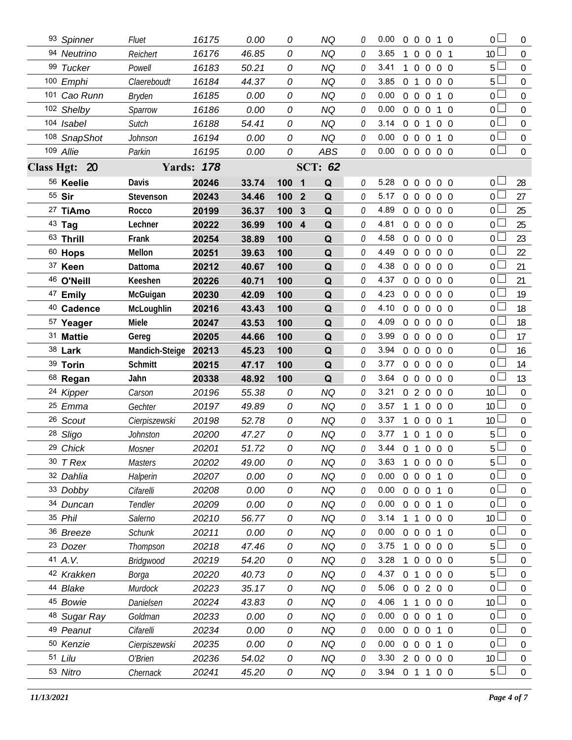| # | Dog | Handler | Armband | Time | Score | Place | Q | | YPS | Faults | | | | | Time Flts | MACH Pts |
|---|---|---|---|---|---|---|---|---|---|---|---|---|---|---|---|---|
| 93 | *Spinner* | *Fluet* | *16175* | *0.00* | *0* | | *NQ* | *0* | 0.00 | 0 | 0 | 0 | 1 | 0 | 0 | 0 |
| 94 | *Neutrino* | *Reichert* | *16176* | *46.85* | *0* | | *NQ* | *0* | 3.65 | 1 | 0 | 0 | 0 | 1 | 10 | 0 |
| 99 | *Tucker* | *Powell* | *16183* | *50.21* | *0* | | *NQ* | *0* | 3.41 | 1 | 0 | 0 | 0 | 0 | 5 | 0 |
| 100 | *Emphi* | *Claereboudt* | *16184* | *44.37* | *0* | | *NQ* | *0* | 3.85 | 0 | 1 | 0 | 0 | 0 | 5 | 0 |
| 101 | *Cao Runn* | *Bryden* | *16185* | *0.00* | *0* | | *NQ* | *0* | 0.00 | 0 | 0 | 0 | 1 | 0 | 0 | 0 |
| 102 | *Shelby* | *Sparrow* | *16186* | *0.00* | *0* | | *NQ* | *0* | 0.00 | 0 | 0 | 0 | 1 | 0 | 0 | 0 |
| 104 | *Isabel* | *Sutch* | *16188* | *54.41* | *0* | | *NQ* | *0* | 3.14 | 0 | 0 | 1 | 0 | 0 | 0 | 0 |
| 108 | *SnapShot* | *Johnson* | *16194* | *0.00* | *0* | | *NQ* | *0* | 0.00 | 0 | 0 | 0 | 1 | 0 | 0 | 0 |
| 109 | *Allie* | *Parkin* | *16195* | *0.00* | *0* | | *ABS* | *0* | 0.00 | 0 | 0 | 0 | 0 | 0 | 0 | 0 |
| **Class Hgt: 20** | | **Yards: 178** | | | | | **SCT: 62** | | | | | | | | | |
| 56 | **Keelie** | **Davis** | **20246** | **33.74** | **100** | **1** | **Q** | *0* | 5.28 | 0 | 0 | 0 | 0 | 0 | 0 | 28 |
| 55 | **Sir** | **Stevenson** | **20243** | **34.46** | **100** | **2** | **Q** | *0* | 5.17 | 0 | 0 | 0 | 0 | 0 | 0 | 27 |
| 27 | **TiAmo** | **Rocco** | **20199** | **36.37** | **100** | **3** | **Q** | *0* | 4.89 | 0 | 0 | 0 | 0 | 0 | 0 | 25 |
| 43 | **Tag** | **Lechner** | **20222** | **36.99** | **100** | **4** | **Q** | *0* | 4.81 | 0 | 0 | 0 | 0 | 0 | 0 | 25 |
| 63 | **Thrill** | **Frank** | **20254** | **38.89** | **100** | | **Q** | *0* | 4.58 | 0 | 0 | 0 | 0 | 0 | 0 | 23 |
| 60 | **Hops** | **Mellon** | **20251** | **39.63** | **100** | | **Q** | *0* | 4.49 | 0 | 0 | 0 | 0 | 0 | 0 | 22 |
| 37 | **Keen** | **Dattoma** | **20212** | **40.67** | **100** | | **Q** | *0* | 4.38 | 0 | 0 | 0 | 0 | 0 | 0 | 21 |
| 46 | **O'Neill** | **Keeshen** | **20226** | **40.71** | **100** | | **Q** | *0* | 4.37 | 0 | 0 | 0 | 0 | 0 | 0 | 21 |
| 47 | **Emily** | **McGuigan** | **20230** | **42.09** | **100** | | **Q** | *0* | 4.23 | 0 | 0 | 0 | 0 | 0 | 0 | 19 |
| 40 | **Cadence** | **McLoughlin** | **20216** | **43.43** | **100** | | **Q** | *0* | 4.10 | 0 | 0 | 0 | 0 | 0 | 0 | 18 |
| 57 | **Yeager** | **Miele** | **20247** | **43.53** | **100** | | **Q** | *0* | 4.09 | 0 | 0 | 0 | 0 | 0 | 0 | 18 |
| 31 | **Mattie** | **Gereg** | **20205** | **44.66** | **100** | | **Q** | *0* | 3.99 | 0 | 0 | 0 | 0 | 0 | 0 | 17 |
| 38 | **Lark** | **Mandich-Steige** | **20213** | **45.23** | **100** | | **Q** | *0* | 3.94 | 0 | 0 | 0 | 0 | 0 | 0 | 16 |
| 39 | **Torin** | **Schmitt** | **20215** | **47.17** | **100** | | **Q** | *0* | 3.77 | 0 | 0 | 0 | 0 | 0 | 0 | 14 |
| 68 | **Regan** | **Jahn** | **20338** | **48.92** | **100** | | **Q** | *0* | 3.64 | 0 | 0 | 0 | 0 | 0 | 0 | 13 |
| 24 | *Kipper* | *Carson* | *20196* | *55.38* | *0* | | *NQ* | *0* | 3.21 | 0 | 2 | 0 | 0 | 0 | 10 | 0 |
| 25 | *Emma* | *Gechter* | *20197* | *49.89* | *0* | | *NQ* | *0* | 3.57 | 1 | 1 | 0 | 0 | 0 | 10 | 0 |
| 26 | *Scout* | *Cierpiszewski* | *20198* | *52.78* | *0* | | *NQ* | *0* | 3.37 | 1 | 0 | 0 | 0 | 1 | 10 | 0 |
| 28 | *Sligo* | *Johnston* | *20200* | *47.27* | *0* | | *NQ* | *0* | 3.77 | 1 | 0 | 1 | 0 | 0 | 5 | 0 |
| 29 | *Chick* | *Mosner* | *20201* | *51.72* | *0* | | *NQ* | *0* | 3.44 | 0 | 1 | 0 | 0 | 0 | 5 | 0 |
| 30 | *T Rex* | *Masters* | *20202* | *49.00* | *0* | | *NQ* | *0* | 3.63 | 1 | 0 | 0 | 0 | 0 | 5 | 0 |
| 32 | *Dahlia* | *Halperin* | *20207* | *0.00* | *0* | | *NQ* | *0* | 0.00 | 0 | 0 | 0 | 1 | 0 | 0 | 0 |
| 33 | *Dobby* | *Cifarelli* | *20208* | *0.00* | *0* | | *NQ* | *0* | 0.00 | 0 | 0 | 0 | 1 | 0 | 0 | 0 |
| 34 | *Duncan* | *Tendler* | *20209* | *0.00* | *0* | | *NQ* | *0* | 0.00 | 0 | 0 | 0 | 1 | 0 | 0 | 0 |
| 35 | *Phil* | *Salerno* | *20210* | *56.77* | *0* | | *NQ* | *0* | 3.14 | 1 | 1 | 0 | 0 | 0 | 10 | 0 |
| 36 | *Breeze* | *Schunk* | *20211* | *0.00* | *0* | | *NQ* | *0* | 0.00 | 0 | 0 | 0 | 1 | 0 | 0 | 0 |
| 23 | *Dozer* | *Thompson* | *20218* | *47.46* | *0* | | *NQ* | *0* | 3.75 | 1 | 0 | 0 | 0 | 0 | 5 | 0 |
| 41 | *A.V.* | *Bridgwood* | *20219* | *54.20* | *0* | | *NQ* | *0* | 3.28 | 1 | 0 | 0 | 0 | 0 | 5 | 0 |
| 42 | *Krakken* | *Borga* | *20220* | *40.73* | *0* | | *NQ* | *0* | 4.37 | 0 | 1 | 0 | 0 | 0 | 5 | 0 |
| 44 | *Blake* | *Murdock* | *20223* | *35.17* | *0* | | *NQ* | *0* | 5.06 | 0 | 0 | 2 | 0 | 0 | 0 | 0 |
| 45 | *Bowie* | *Danielsen* | *20224* | *43.83* | *0* | | *NQ* | *0* | 4.06 | 1 | 1 | 0 | 0 | 0 | 10 | 0 |
| 48 | *Sugar Ray* | *Goldman* | *20233* | *0.00* | *0* | | *NQ* | *0* | 0.00 | 0 | 0 | 0 | 1 | 0 | 0 | 0 |
| 49 | *Peanut* | *Cifarelli* | *20234* | *0.00* | *0* | | *NQ* | *0* | 0.00 | 0 | 0 | 0 | 1 | 0 | 0 | 0 |
| 50 | *Kenzie* | *Cierpiszewski* | *20235* | *0.00* | *0* | | *NQ* | *0* | 0.00 | 0 | 0 | 0 | 1 | 0 | 0 | 0 |
| 51 | *Lilu* | *O'Brien* | *20236* | *54.02* | *0* | | *NQ* | *0* | 3.30 | 2 | 0 | 0 | 0 | 0 | 10 | 0 |
| 53 | *Nitro* | *Chernack* | *20241* | *45.20* | *0* | | *NQ* | *0* | 3.94 | 0 | 1 | 1 | 0 | 0 | 5 | 0 |

*11/13/2021*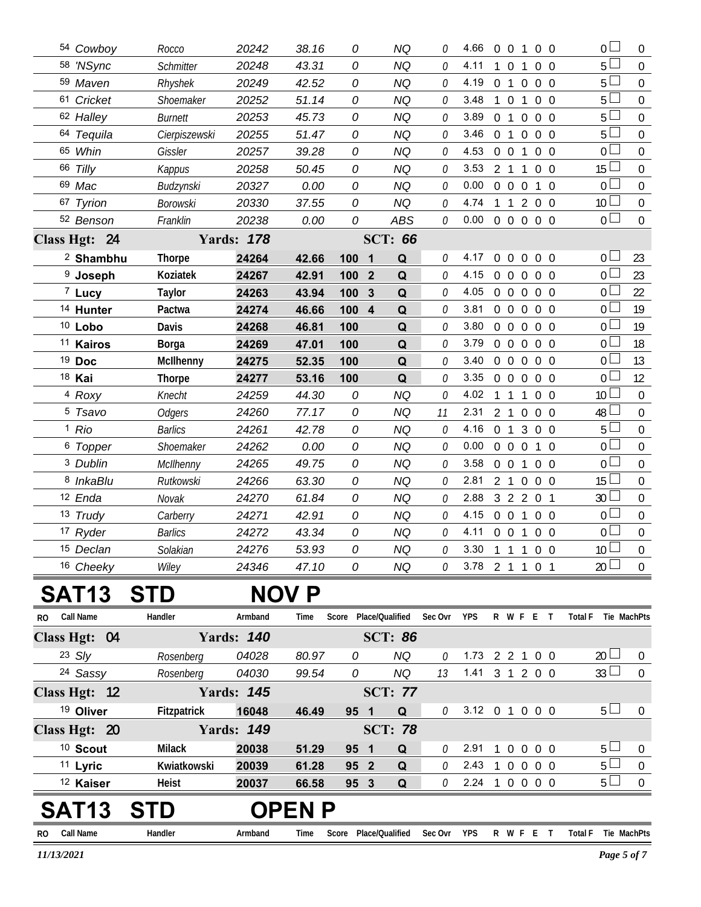| RO | Call Name | Handler | Armband | Time | Score | Place/Qualified | | Sec Ovr | YPS | R | W | F | E | T | Total F | Tie | MachPts |
|---|---|---|---|---|---|---|---|---|---|---|---|---|---|---|---|---|---|
| 54 | Cowboy | Rocco | 20242 | 38.16 | 0 | | NQ | 0 | 4.66 | 0 | 0 | 1 | 0 | 0 | 0 | | 0 |
| 58 | 'NSync | Schmitter | 20248 | 43.31 | 0 | | NQ | 0 | 4.11 | 1 | 0 | 1 | 0 | 0 | 5 | | 0 |
| 59 | Maven | Rhyshek | 20249 | 42.52 | 0 | | NQ | 0 | 4.19 | 0 | 1 | 0 | 0 | 0 | 5 | | 0 |
| 61 | Cricket | Shoemaker | 20252 | 51.14 | 0 | | NQ | 0 | 3.48 | 1 | 0 | 1 | 0 | 0 | 5 | | 0 |
| 62 | Halley | Burnett | 20253 | 45.73 | 0 | | NQ | 0 | 3.89 | 0 | 1 | 0 | 0 | 0 | 5 | | 0 |
| 64 | Tequila | Cierpiszewski | 20255 | 51.47 | 0 | | NQ | 0 | 3.46 | 0 | 1 | 0 | 0 | 0 | 5 | | 0 |
| 65 | Whin | Gissler | 20257 | 39.28 | 0 | | NQ | 0 | 4.53 | 0 | 0 | 1 | 0 | 0 | 0 | | 0 |
| 66 | Tilly | Kappus | 20258 | 50.45 | 0 | | NQ | 0 | 3.53 | 2 | 1 | 1 | 0 | 0 | 15 | | 0 |
| 69 | Mac | Budzynski | 20327 | 0.00 | 0 | | NQ | 0 | 0.00 | 0 | 0 | 0 | 1 | 0 | 0 | | 0 |
| 67 | Tyrion | Borowski | 20330 | 37.55 | 0 | | NQ | 0 | 4.74 | 1 | 1 | 2 | 0 | 0 | 10 | | 0 |
| 52 | Benson | Franklin | 20238 | 0.00 | 0 | | ABS | 0 | 0.00 | 0 | 0 | 0 | 0 | 0 | 0 | | 0 |
| **Class Hgt: 24** | | **Yards: 178** | | | | **SCT: 66** | | | | | | | | | | | |
| 2 | **Shambhu** | **Thorpe** | **24264** | **42.66** | **100** | **1** | **Q** | 0 | 4.17 | 0 | 0 | 0 | 0 | 0 | 0 | | 23 |
| 9 | **Joseph** | **Koziatek** | **24267** | **42.91** | **100** | **2** | **Q** | 0 | 4.15 | 0 | 0 | 0 | 0 | 0 | 0 | | 23 |
| 7 | **Lucy** | **Taylor** | **24263** | **43.94** | **100** | **3** | **Q** | 0 | 4.05 | 0 | 0 | 0 | 0 | 0 | 0 | | 22 |
| 14 | **Hunter** | **Pactwa** | **24274** | **46.66** | **100** | **4** | **Q** | 0 | 3.81 | 0 | 0 | 0 | 0 | 0 | 0 | | 19 |
| 10 | **Lobo** | **Davis** | **24268** | **46.81** | **100** | | **Q** | 0 | 3.80 | 0 | 0 | 0 | 0 | 0 | 0 | | 19 |
| 11 | **Kairos** | **Borga** | **24269** | **47.01** | **100** | | **Q** | 0 | 3.79 | 0 | 0 | 0 | 0 | 0 | 0 | | 18 |
| 19 | **Doc** | **McIlhenny** | **24275** | **52.35** | **100** | | **Q** | 0 | 3.40 | 0 | 0 | 0 | 0 | 0 | 0 | | 13 |
| 18 | **Kai** | **Thorpe** | **24277** | **53.16** | **100** | | **Q** | 0 | 3.35 | 0 | 0 | 0 | 0 | 0 | 0 | | 12 |
| 4 | Roxy | Knecht | 24259 | 44.30 | 0 | | NQ | 0 | 4.02 | 1 | 1 | 1 | 0 | 0 | 10 | | 0 |
| 5 | Tsavo | Odgers | 24260 | 77.17 | 0 | | NQ | 11 | 2.31 | 2 | 1 | 0 | 0 | 0 | 48 | | 0 |
| 1 | Rio | Barlics | 24261 | 42.78 | 0 | | NQ | 0 | 4.16 | 0 | 1 | 3 | 0 | 0 | 5 | | 0 |
| 6 | Topper | Shoemaker | 24262 | 0.00 | 0 | | NQ | 0 | 0.00 | 0 | 0 | 0 | 1 | 0 | 0 | | 0 |
| 3 | Dublin | McIlhenny | 24265 | 49.75 | 0 | | NQ | 0 | 3.58 | 0 | 0 | 1 | 0 | 0 | 0 | | 0 |
| 8 | InkaBlu | Rutkowski | 24266 | 63.30 | 0 | | NQ | 0 | 2.81 | 2 | 1 | 0 | 0 | 0 | 15 | | 0 |
| 12 | Enda | Novak | 24270 | 61.84 | 0 | | NQ | 0 | 2.88 | 3 | 2 | 2 | 0 | 1 | 30 | | 0 |
| 13 | Trudy | Carberry | 24271 | 42.91 | 0 | | NQ | 0 | 4.15 | 0 | 0 | 1 | 0 | 0 | 0 | | 0 |
| 17 | Ryder | Barlics | 24272 | 43.34 | 0 | | NQ | 0 | 4.11 | 0 | 0 | 1 | 0 | 0 | 0 | | 0 |
| 15 | Declan | Solakian | 24276 | 53.93 | 0 | | NQ | 0 | 3.30 | 1 | 1 | 1 | 0 | 0 | 10 | | 0 |
| 16 | Cheeky | Wiley | 24346 | 47.10 | 0 | | NQ | 0 | 3.78 | 2 | 1 | 1 | 0 | 1 | 20 | | 0 |

# SAT13 STD NOV P

| RO | Call Name | Handler | Armband | Time | Score | Place/Qualified | | Sec Ovr | YPS | R | W | F | E | T | Total F | Tie | MachPts |
|---|---|---|---|---|---|---|---|---|---|---|---|---|---|---|---|---|---|
| **Class Hgt: 04** | | **Yards: 140** | | | | **SCT: 86** | | | | | | | | | | | |
| 23 | Sly | Rosenberg | 04028 | 80.97 | 0 | | NQ | 0 | 1.73 | 2 | 2 | 1 | 0 | 0 | 20 | | 0 |
| 24 | Sassy | Rosenberg | 04030 | 99.54 | 0 | | NQ | 13 | 1.41 | 3 | 1 | 2 | 0 | 0 | 33 | | 0 |
| **Class Hgt: 12** | | **Yards: 145** | | | | **SCT: 77** | | | | | | | | | | | |
| 19 | **Oliver** | **Fitzpatrick** | **16048** | **46.49** | **95** | **1** | **Q** | 0 | 3.12 | 0 | 1 | 0 | 0 | 0 | 5 | | 0 |
| **Class Hgt: 20** | | **Yards: 149** | | | | **SCT: 78** | | | | | | | | | | | |
| 10 | **Scout** | **Milack** | **20038** | **51.29** | **95** | **1** | **Q** | 0 | 2.91 | 1 | 0 | 0 | 0 | 0 | 5 | | 0 |
| 11 | **Lyric** | **Kwiatkowski** | **20039** | **61.28** | **95** | **2** | **Q** | 0 | 2.43 | 1 | 0 | 0 | 0 | 0 | 5 | | 0 |
| 12 | **Kaiser** | **Heist** | **20037** | **66.58** | **95** | **3** | **Q** | 0 | 2.24 | 1 | 0 | 0 | 0 | 0 | 5 | | 0 |

# SAT13 STD OPEN P

| RO | Call Name | Handler | Armband | Time | Score | Place/Qualified | Sec Ovr | YPS | R | W | F | E | T | Total F | Tie | MachPts |
|---|---|---|---|---|---|---|---|---|---|---|---|---|---|---|---|---|

*11/13/2021*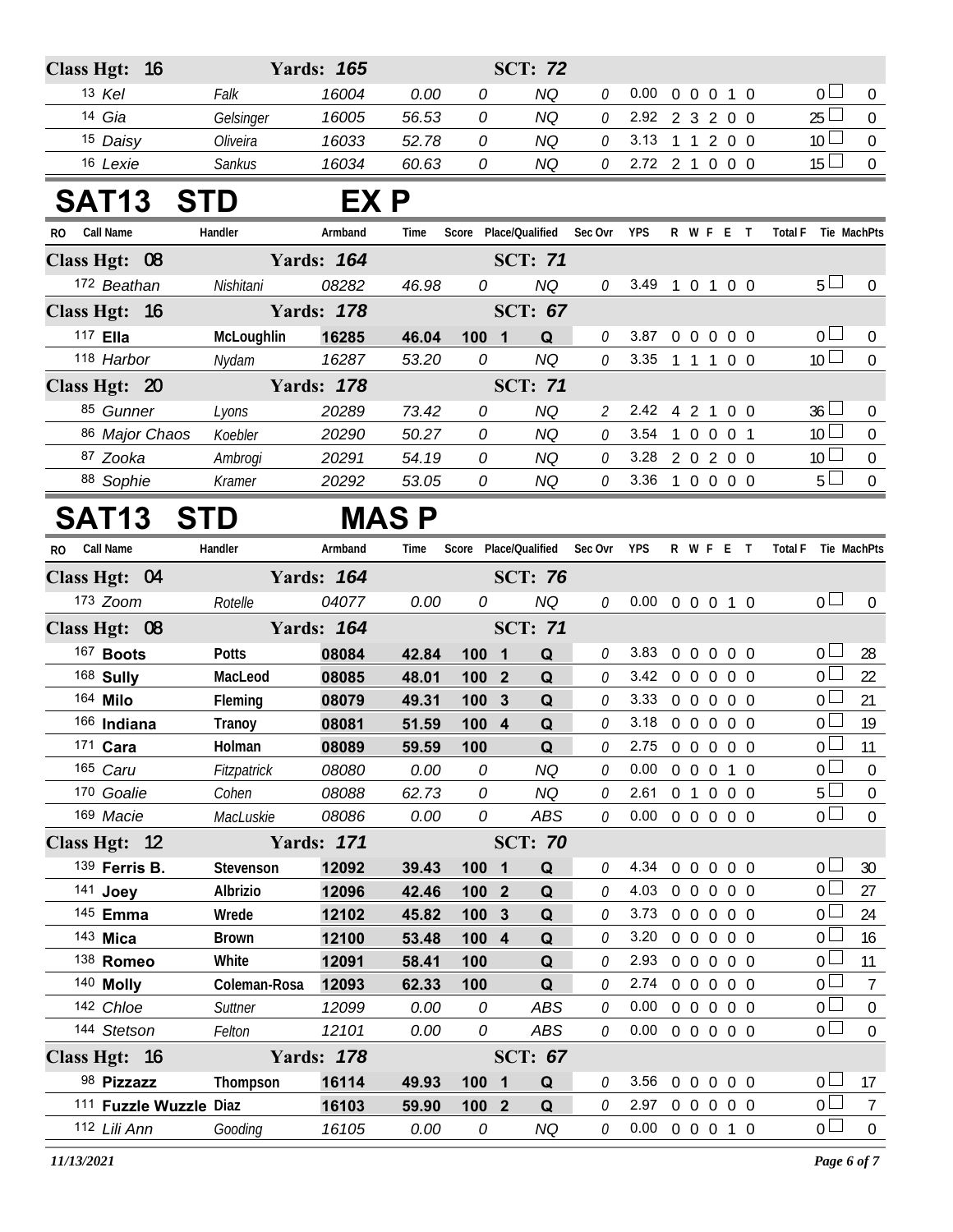| Class Hgt: 16 | | Yards: 165 | | | SCT: 72 | | | | | | | | | | |
|---|---|---|---|---|---|---|---|---|---|---|---|---|---|---|---|
| 13 Kel | Falk | 16004 | 0.00 | 0 | | NQ | 0 | 0.00 | 0 | 0 | 0 | 1 | 0 | 0 | 0 |
| 14 Gia | Gelsinger | 16005 | 56.53 | 0 | | NQ | 0 | 2.92 | 2 | 3 | 2 | 0 | 0 | 25 | 0 |
| 15 Daisy | Oliveira | 16033 | 52.78 | 0 | | NQ | 0 | 3.13 | 1 | 1 | 2 | 0 | 0 | 10 | 0 |
| 16 Lexie | Sankus | 16034 | 60.63 | 0 | | NQ | 0 | 2.72 | 2 | 1 | 0 | 0 | 0 | 15 | 0 |

# SAT13 STD EX P

| RO Call Name | Handler | Armband | Time | Score | Place | Qualified | Sec Ovr | YPS | R | W | F | E | T | Total F | Tie MachPts |
|---|---|---|---|---|---|---|---|---|---|---|---|---|---|---|---|
| **Class Hgt: 08** | | **Yards: 164** | | | | **SCT: 71** | | | | | | | | | |
| 172 Beathan | Nishitani | 08282 | 46.98 | 0 | | NQ | 0 | 3.49 | 1 | 0 | 1 | 0 | 0 | 5 | 0 |
| **Class Hgt: 16** | | **Yards: 178** | | | | **SCT: 67** | | | | | | | | | |
| 117 **Ella** | **McLoughlin** | **16285** | **46.04** | **100** | **1** | **Q** | 0 | 3.87 | 0 | 0 | 0 | 0 | 0 | 0 | 0 |
| 118 Harbor | Nydam | 16287 | 53.20 | 0 | | NQ | 0 | 3.35 | 1 | 1 | 1 | 0 | 0 | 10 | 0 |
| **Class Hgt: 20** | | **Yards: 178** | | | | **SCT: 71** | | | | | | | | | |
| 85 Gunner | Lyons | 20289 | 73.42 | 0 | | NQ | 2 | 2.42 | 4 | 2 | 1 | 0 | 0 | 36 | 0 |
| 86 Major Chaos | Koebler | 20290 | 50.27 | 0 | | NQ | 0 | 3.54 | 1 | 0 | 0 | 0 | 1 | 10 | 0 |
| 87 Zooka | Ambrogi | 20291 | 54.19 | 0 | | NQ | 0 | 3.28 | 2 | 0 | 2 | 0 | 0 | 10 | 0 |
| 88 Sophie | Kramer | 20292 | 53.05 | 0 | | NQ | 0 | 3.36 | 1 | 0 | 0 | 0 | 0 | 5 | 0 |

# SAT13 STD MAS P

| RO Call Name | Handler | Armband | Time | Score | Place | Qualified | Sec Ovr | YPS | R | W | F | E | T | Total F | Tie MachPts |
|---|---|---|---|---|---|---|---|---|---|---|---|---|---|---|---|
| **Class Hgt: 04** | | **Yards: 164** | | | | **SCT: 76** | | | | | | | | | |
| 173 Zoom | Rotelle | 04077 | 0.00 | 0 | | NQ | 0 | 0.00 | 0 | 0 | 0 | 1 | 0 | 0 | 0 |
| **Class Hgt: 08** | | **Yards: 164** | | | | **SCT: 71** | | | | | | | | | |
| 167 **Boots** | **Potts** | **08084** | **42.84** | **100** | **1** | **Q** | 0 | 3.83 | 0 | 0 | 0 | 0 | 0 | 0 | 28 |
| 168 **Sully** | **MacLeod** | **08085** | **48.01** | **100** | **2** | **Q** | 0 | 3.42 | 0 | 0 | 0 | 0 | 0 | 0 | 22 |
| 164 **Milo** | **Fleming** | **08079** | **49.31** | **100** | **3** | **Q** | 0 | 3.33 | 0 | 0 | 0 | 0 | 0 | 0 | 21 |
| 166 **Indiana** | **Tranoy** | **08081** | **51.59** | **100** | **4** | **Q** | 0 | 3.18 | 0 | 0 | 0 | 0 | 0 | 0 | 19 |
| 171 **Cara** | **Holman** | **08089** | **59.59** | **100** | | **Q** | 0 | 2.75 | 0 | 0 | 0 | 0 | 0 | 0 | 11 |
| 165 Caru | Fitzpatrick | 08080 | 0.00 | 0 | | NQ | 0 | 0.00 | 0 | 0 | 0 | 1 | 0 | 0 | 0 |
| 170 Goalie | Cohen | 08088 | 62.73 | 0 | | NQ | 0 | 2.61 | 0 | 1 | 0 | 0 | 0 | 5 | 0 |
| 169 Macie | MacLuskie | 08086 | 0.00 | 0 | | ABS | 0 | 0.00 | 0 | 0 | 0 | 0 | 0 | 0 | 0 |
| **Class Hgt: 12** | | **Yards: 171** | | | | **SCT: 70** | | | | | | | | | |
| 139 **Ferris B.** | **Stevenson** | **12092** | **39.43** | **100** | **1** | **Q** | 0 | 4.34 | 0 | 0 | 0 | 0 | 0 | 0 | 30 |
| 141 **Joey** | **Albrizio** | **12096** | **42.46** | **100** | **2** | **Q** | 0 | 4.03 | 0 | 0 | 0 | 0 | 0 | 0 | 27 |
| 145 **Emma** | **Wrede** | **12102** | **45.82** | **100** | **3** | **Q** | 0 | 3.73 | 0 | 0 | 0 | 0 | 0 | 0 | 24 |
| 143 **Mica** | **Brown** | **12100** | **53.48** | **100** | **4** | **Q** | 0 | 3.20 | 0 | 0 | 0 | 0 | 0 | 0 | 16 |
| 138 **Romeo** | **White** | **12091** | **58.41** | **100** | | **Q** | 0 | 2.93 | 0 | 0 | 0 | 0 | 0 | 0 | 11 |
| 140 **Molly** | **Coleman-Rosa** | **12093** | **62.33** | **100** | | **Q** | 0 | 2.74 | 0 | 0 | 0 | 0 | 0 | 0 | 7 |
| 142 Chloe | Suttner | 12099 | 0.00 | 0 | | ABS | 0 | 0.00 | 0 | 0 | 0 | 0 | 0 | 0 | 0 |
| 144 Stetson | Felton | 12101 | 0.00 | 0 | | ABS | 0 | 0.00 | 0 | 0 | 0 | 0 | 0 | 0 | 0 |
| **Class Hgt: 16** | | **Yards: 178** | | | | **SCT: 67** | | | | | | | | | |
| 98 **Pizzazz** | **Thompson** | **16114** | **49.93** | **100** | **1** | **Q** | 0 | 3.56 | 0 | 0 | 0 | 0 | 0 | 0 | 17 |
| 111 **Fuzzle Wuzzle** | **Diaz** | **16103** | **59.90** | **100** | **2** | **Q** | 0 | 2.97 | 0 | 0 | 0 | 0 | 0 | 0 | 7 |
| 112 Lili Ann | Gooding | 16105 | 0.00 | 0 | | NQ | 0 | 0.00 | 0 | 0 | 0 | 1 | 0 | 0 | 0 |

*11/13/2021*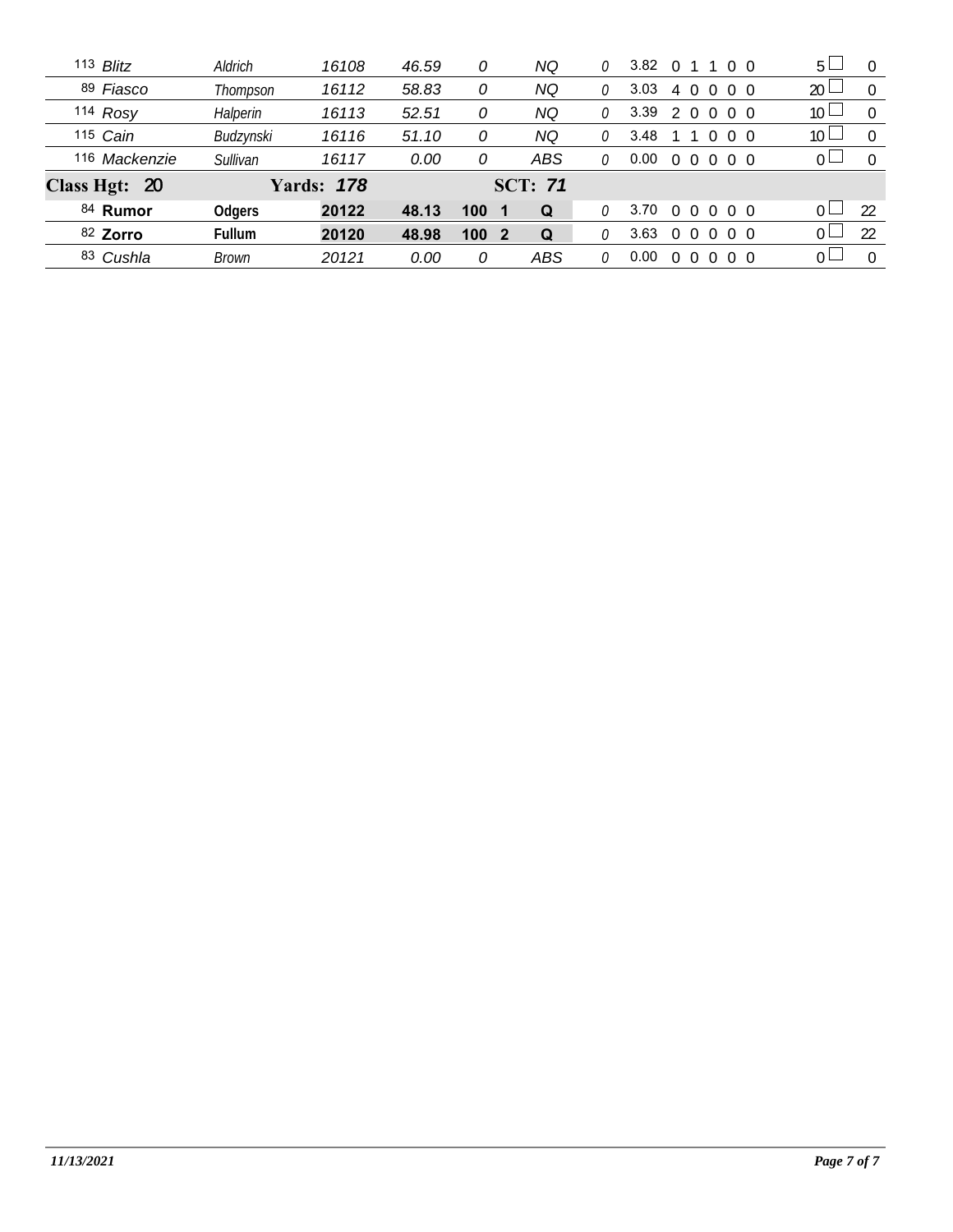| | | | | | | | | | | | |
|---|---|---|---|---|---|---|---|---|---|---|---|
| 113 *Blitz* | *Aldrich* | *16108* | *46.59* | *0* | *NQ* | *0* | 3.82 | 0 1 1 0 0 | 5 ☐ | 0 |
| 89 *Fiasco* | *Thompson* | *16112* | *58.83* | *0* | *NQ* | *0* | 3.03 | 4 0 0 0 0 | 20 ☐ | 0 |
| 114 *Rosy* | *Halperin* | *16113* | *52.51* | *0* | *NQ* | *0* | 3.39 | 2 0 0 0 0 | 10 ☐ | 0 |
| 115 *Cain* | *Budzynski* | *16116* | *51.10* | *0* | *NQ* | *0* | 3.48 | 1 1 0 0 0 | 10 ☐ | 0 |
| 116 *Mackenzie* | *Sullivan* | *16117* | *0.00* | *0* | *ABS* | *0* | 0.00 | 0 0 0 0 0 | 0 ☐ | 0 |
| **Class Hgt: 20** | | **Yards: *178*** | | | **SCT: *71*** | | | | | |
| 84 **Rumor** | **Odgers** | **20122** | **48.13** | **100 1** | **Q** | *0* | 3.70 | 0 0 0 0 0 | 0 ☐ | 22 |
| 82 **Zorro** | **Fullum** | **20120** | **48.98** | **100 2** | **Q** | *0* | 3.63 | 0 0 0 0 0 | 0 ☐ | 22 |
| 83 *Cushla* | *Brown* | *20121* | *0.00* | *0* | *ABS* | *0* | 0.00 | 0 0 0 0 0 | 0 ☐ | 0 |

*11/13/2021*